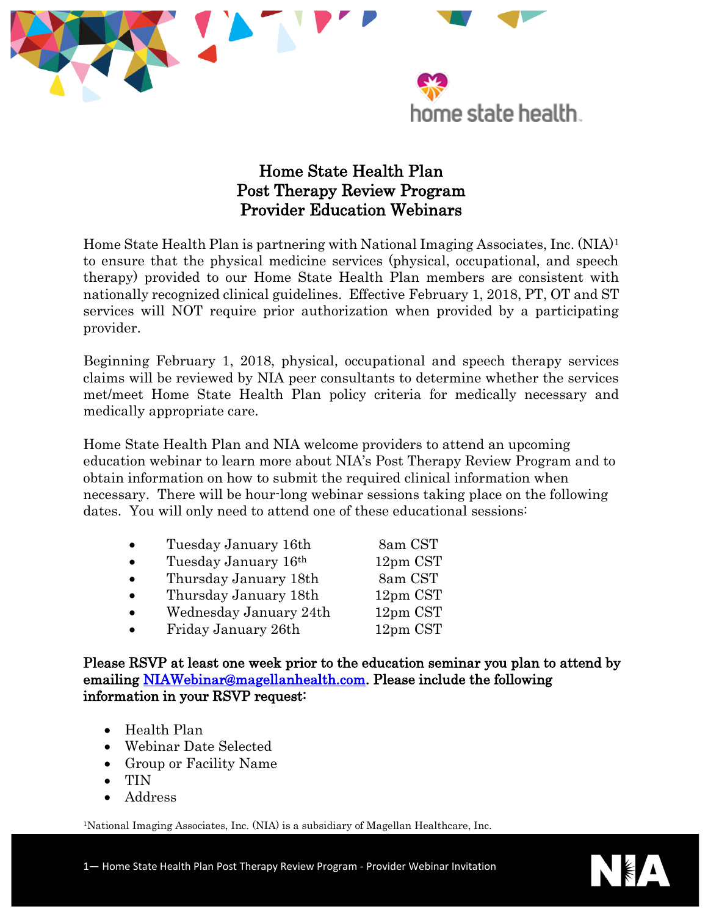# Home State Health Plan Post Therapy Review Program Provider Education Webinars

Home State Health Plan is partnering with National Imaging Associates, Inc. (NIA)[1] to ensure that the physical medicine services (physical, occupational, and speech therapy) provided to our Home State Health Plan members are consistent with nationally recognized clinical guidelines. Effective February 1, 2018, PT, OT and ST services will NOT require prior authorization when provided by a participating provider.

Beginning February 1, 2018, physical, occupational and speech therapy services claims will be reviewed by NIA peer consultants to determine whether the services met/meet Home State Health Plan policy criteria for medically necessary and medically appropriate care.

Home State Health Plan and NIA welcome providers to attend an upcoming education webinar to learn more about NIA's Post Therapy Review Program and to obtain information on how to submit the required clinical information when necessary. There will be hour-long webinar sessions taking place on the following dates. You will only need to attend one of these educational sessions:

- Tuesday January 16th — 8am CST
- Tuesday January 16th — 12pm CST
- Thursday January 18th — 8am CST
- Thursday January 18th — 12pm CST
- Wednesday January 24th — 12pm CST
- Friday January 26th — 12pm CST

**Please RSVP at least one week prior to the education seminar you plan to attend by emailing NIAWebinar@magellanhealth.com. Please include the following information in your RSVP request:**

- Health Plan
- Webinar Date Selected
- Group or Facility Name
- TIN
- Address

[1]National Imaging Associates, Inc. (NIA) is a subsidiary of Magellan Healthcare, Inc.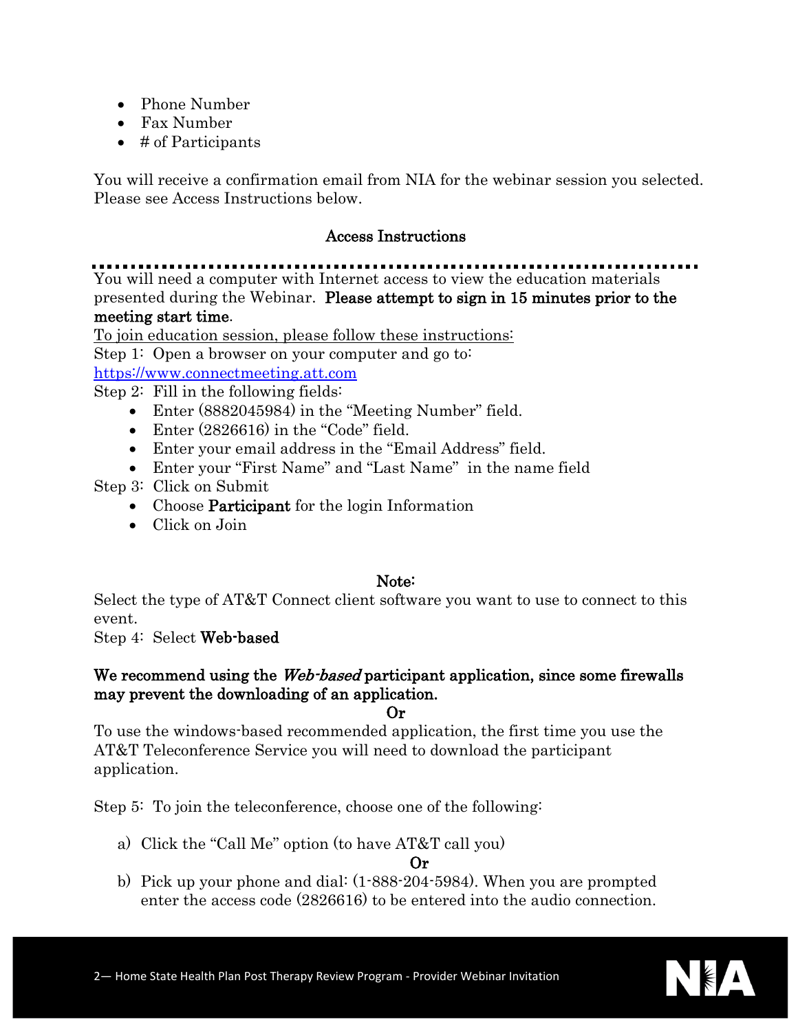- Phone Number
- Fax Number
- # of Participants

You will receive a confirmation email from NIA for the webinar session you selected. Please see Access Instructions below.

## Access Instructions

You will need a computer with Internet access to view the education materials presented during the Webinar. **Please attempt to sign in 15 minutes prior to the meeting start time**.

<u>To join education session, please follow these instructions:</u>

Step 1: Open a browser on your computer and go to: [https://www.connectmeeting.att.com](https://www.connectmeeting.att.com)

Step 2: Fill in the following fields:

- Enter (8882045984) in the "Meeting Number" field.
- Enter (2826616) in the "Code" field.
- Enter your email address in the "Email Address" field.
- Enter your "First Name" and "Last Name" in the name field

Step 3: Click on Submit

- Choose **Participant** for the login Information
- Click on Join

**Note:**

Select the type of AT&T Connect client software you want to use to connect to this event.

Step 4: Select **Web-based**

**We recommend using the *Web-based* participant application, since some firewalls may prevent the downloading of an application.**

**Or**

To use the windows-based recommended application, the first time you use the AT&T Teleconference Service you will need to download the participant application.

Step 5: To join the teleconference, choose one of the following:

a) Click the "Call Me" option (to have AT&T call you)

**Or**

b) Pick up your phone and dial: (1-888-204-5984). When you are prompted enter the access code (2826616) to be entered into the audio connection.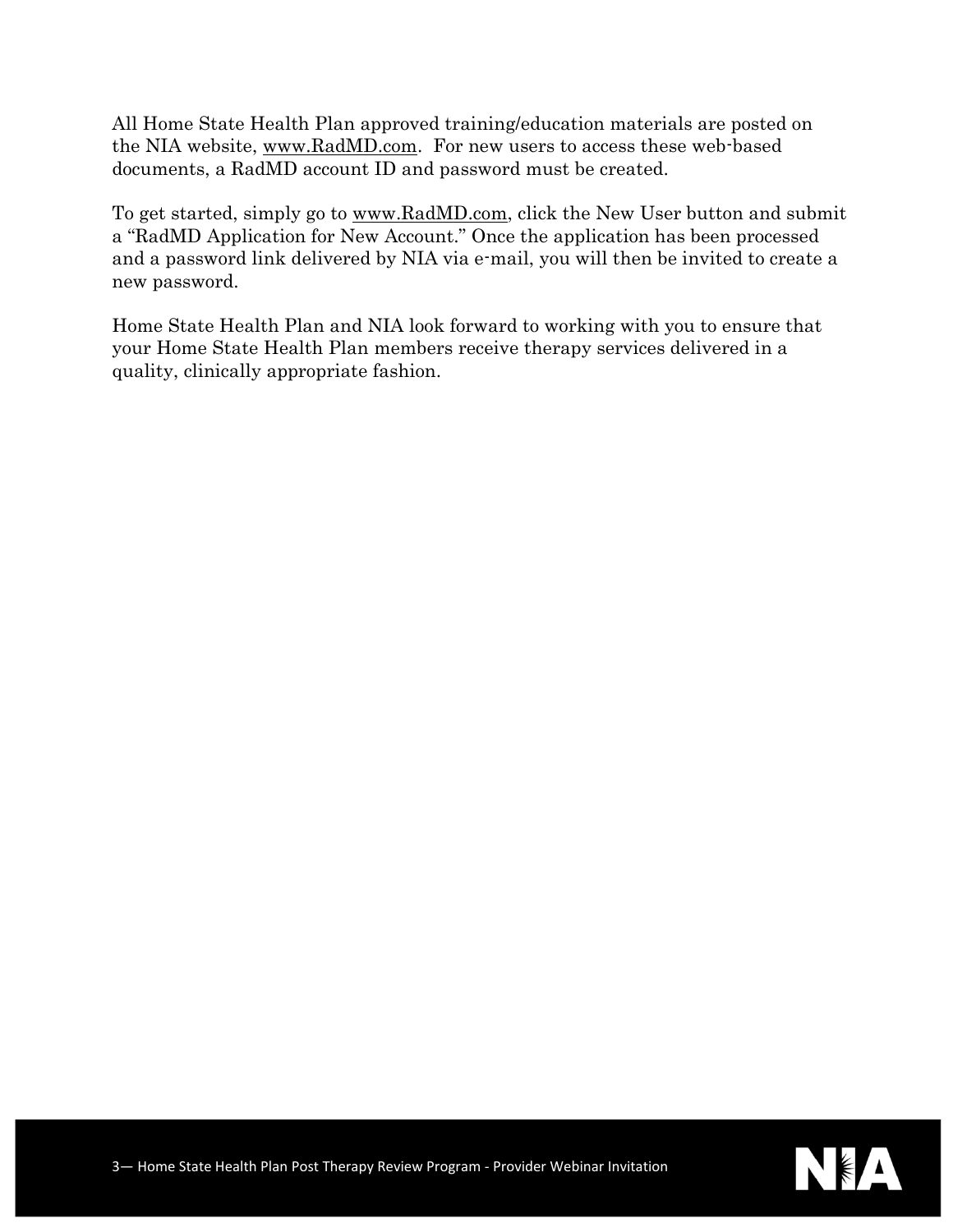All Home State Health Plan approved training/education materials are posted on the NIA website, www.RadMD.com.  For new users to access these web-based documents, a RadMD account ID and password must be created.

To get started, simply go to www.RadMD.com, click the New User button and submit a "RadMD Application for New Account." Once the application has been processed and a password link delivered by NIA via e-mail, you will then be invited to create a new password.

Home State Health Plan and NIA look forward to working with you to ensure that your Home State Health Plan members receive therapy services delivered in a quality, clinically appropriate fashion.